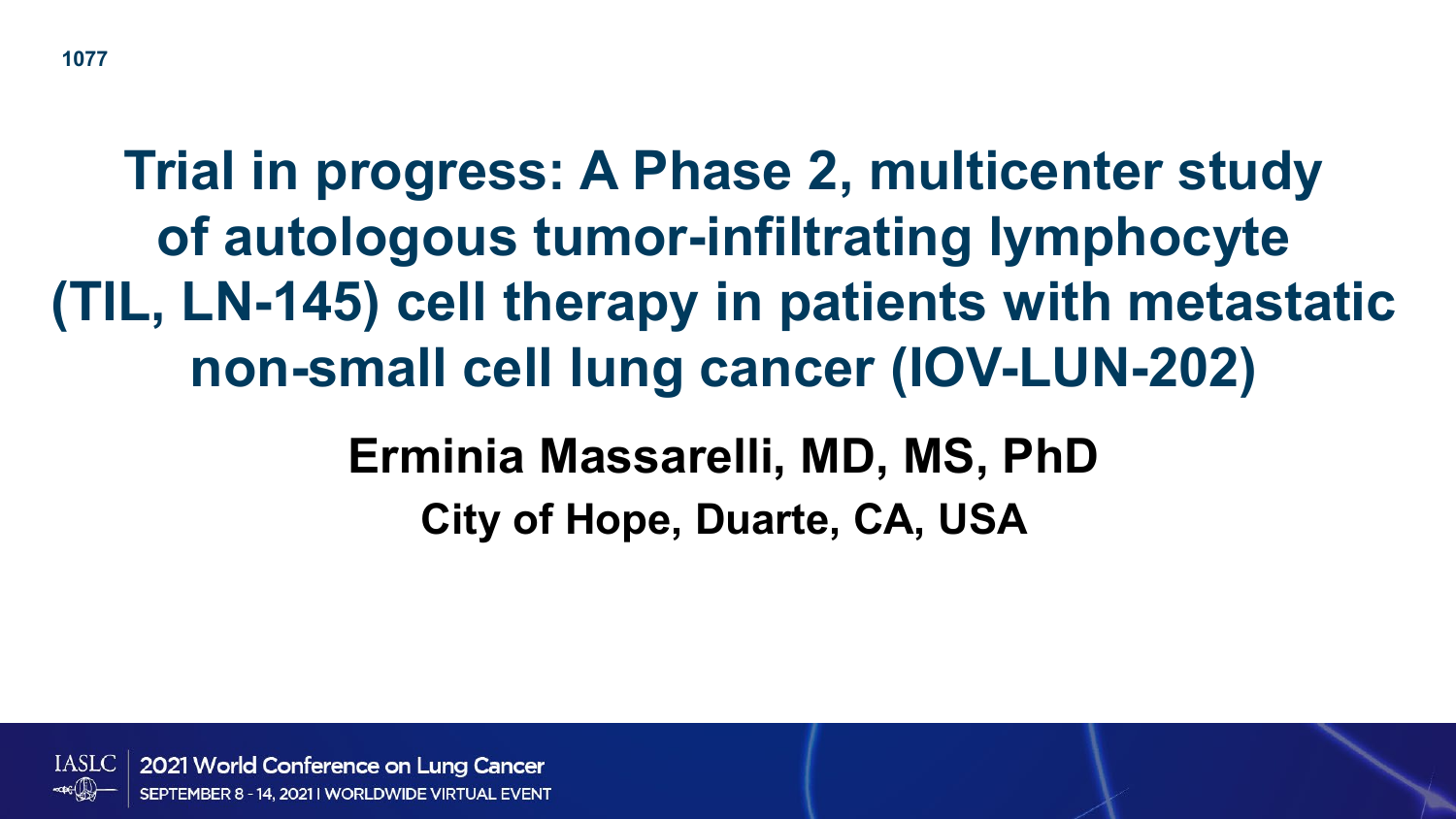# Trial in progress: A Phase 2, multicenter study of autologous tumor-infiltrating lymphocyte (TIL, LN-145) cell therapy in patients with metastatic non-small cell lung cancer (IOV-LUN-202)

**Erminia Massarelli, MD, MS, PhD**

**City of Hope, Duarte, CA, USA**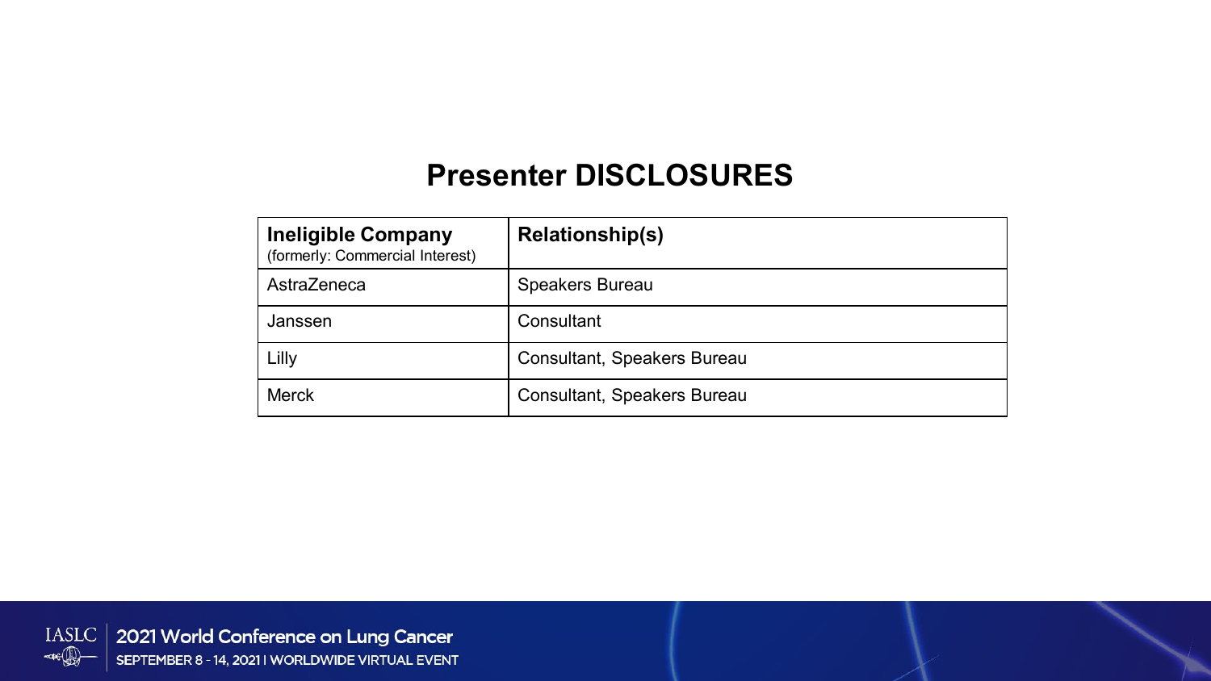## Presenter DISCLOSURES

| **Ineligible Company** (formerly: Commercial Interest) | **Relationship(s)** |
| --- | --- |
| AstraZeneca | Speakers Bureau |
| Janssen | Consultant |
| Lilly | Consultant, Speakers Bureau |
| Merck | Consultant, Speakers Bureau |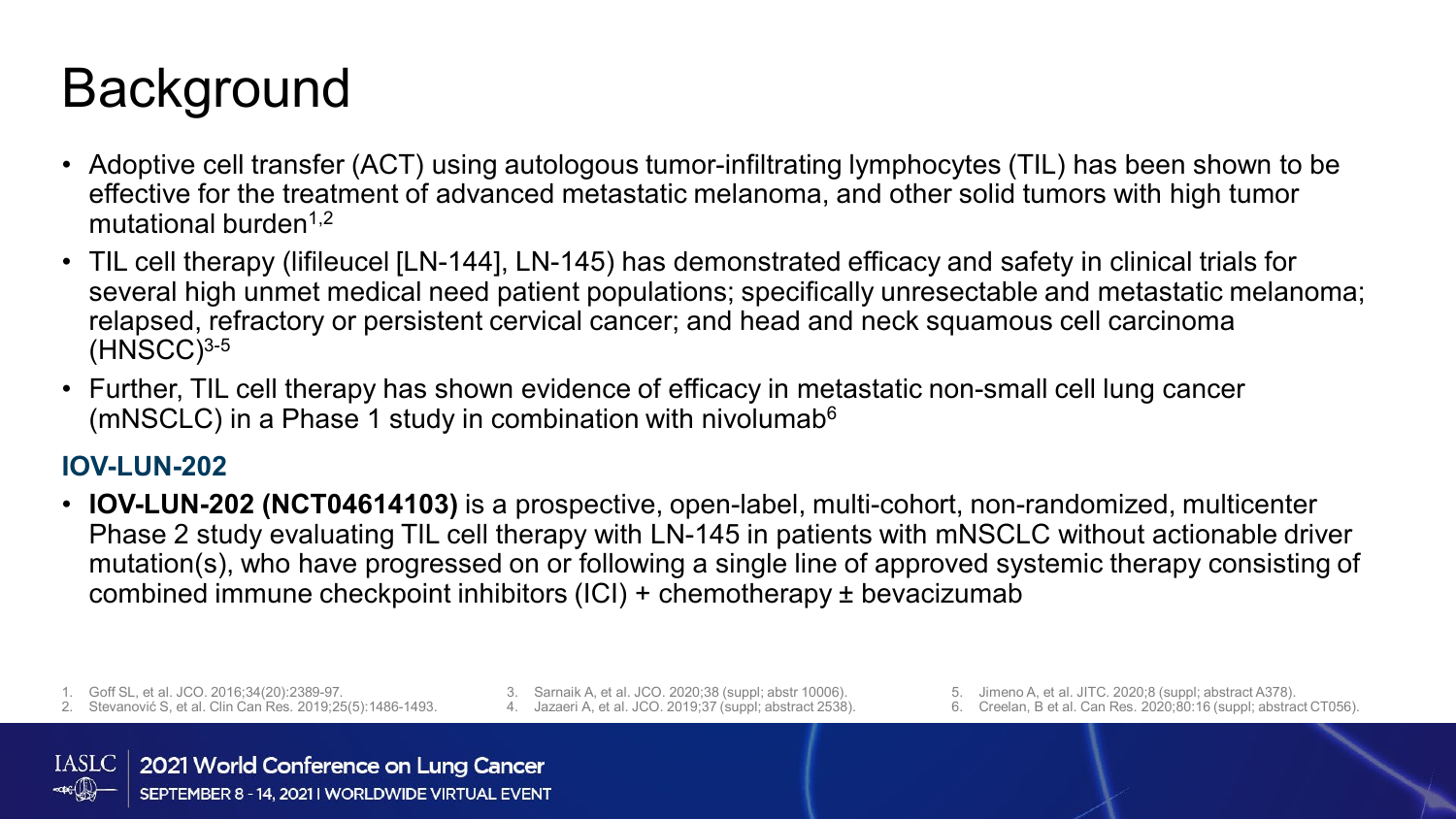# Background

- Adoptive cell transfer (ACT) using autologous tumor-infiltrating lymphocytes (TIL) has been shown to be effective for the treatment of advanced metastatic melanoma, and other solid tumors with high tumor mutational burden[1,2]
- TIL cell therapy (lifileucel [LN-144], LN-145) has demonstrated efficacy and safety in clinical trials for several high unmet medical need patient populations; specifically unresectable and metastatic melanoma; relapsed, refractory or persistent cervical cancer; and head and neck squamous cell carcinoma (HNSCC)[3-5]
- Further, TIL cell therapy has shown evidence of efficacy in metastatic non-small cell lung cancer (mNSCLC) in a Phase 1 study in combination with nivolumab[6]

## IOV-LUN-202

- **IOV-LUN-202 (NCT04614103)** is a prospective, open-label, multi-cohort, non-randomized, multicenter Phase 2 study evaluating TIL cell therapy with LN-145 in patients with mNSCLC without actionable driver mutation(s), who have progressed on or following a single line of approved systemic therapy consisting of combined immune checkpoint inhibitors (ICI) + chemotherapy ± bevacizumab

1. Goff SL, et al. JCO. 2016;34(20):2389-97.
2. Stevanović S, et al. Clin Can Res. 2019;25(5):1486-1493.
3. Sarnaik A, et al. JCO. 2020;38 (suppl; abstr 10006).
4. Jazaeri A, et al. JCO. 2019;37 (suppl; abstract 2538).
5. Jimeno A, et al. JITC. 2020;8 (suppl; abstract A378).
6. Creelan, B et al. Can Res. 2020;80:16 (suppl; abstract CT056).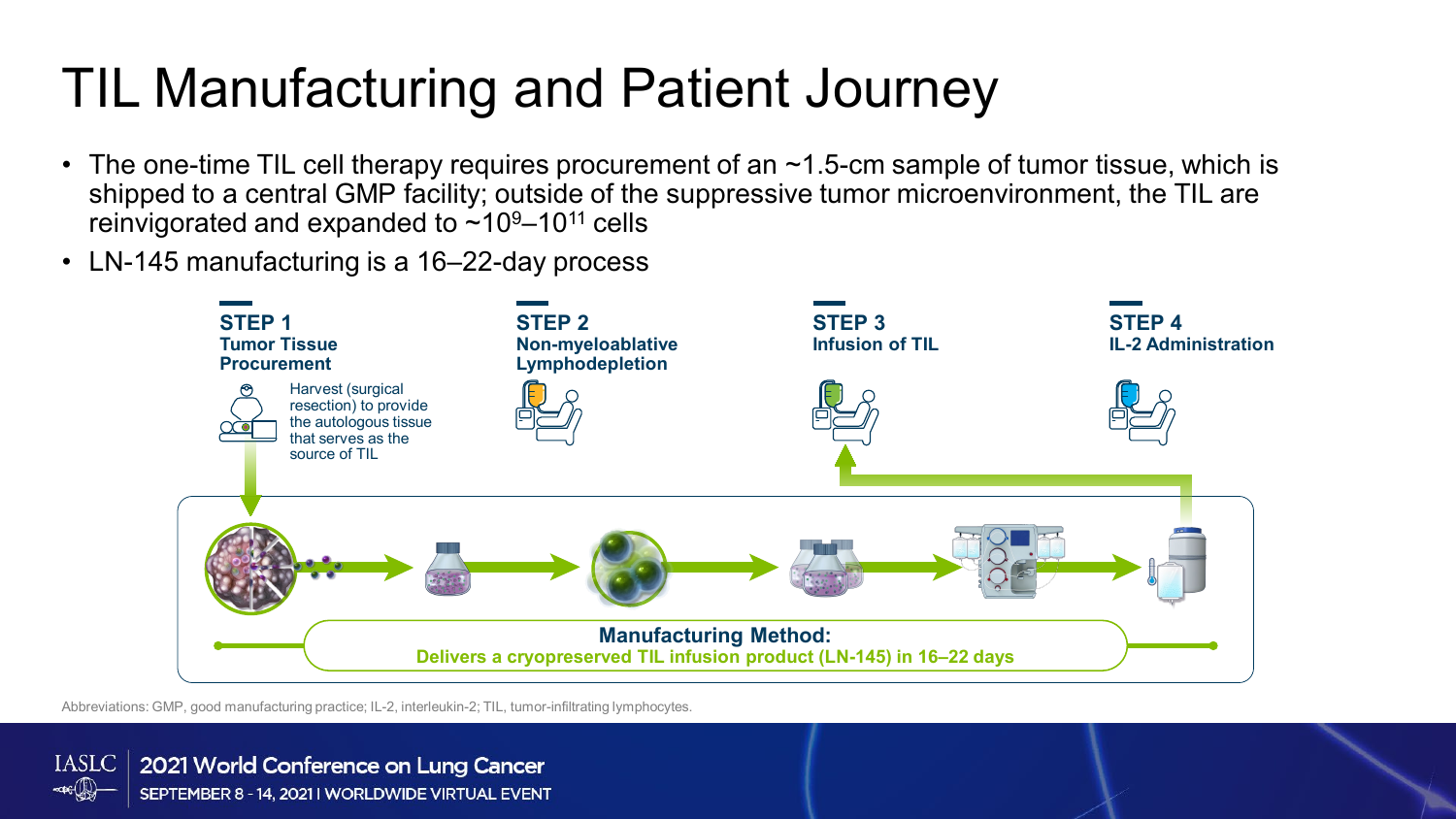# TIL Manufacturing and Patient Journey

- The one-time TIL cell therapy requires procurement of an ~1.5-cm sample of tumor tissue, which is shipped to a central GMP facility; outside of the suppressive tumor microenvironment, the TIL are reinvigorated and expanded to ~$10^9$–$10^{11}$ cells
- LN-145 manufacturing is a 16–22-day process

**STEP 1**
**Tumor Tissue Procurement**

Harvest (surgical resection) to provide the autologous tissue that serves as the source of TIL

**STEP 2**
**Non-myeloablative Lymphodepletion**

**STEP 3**
**Infusion of TIL**

**STEP 4**
**IL-2 Administration**

**Manufacturing Method:**
**Delivers a cryopreserved TIL infusion product (LN-145) in 16–22 days**

Abbreviations: GMP, good manufacturing practice; IL-2, interleukin-2; TIL, tumor-infiltrating lymphocytes.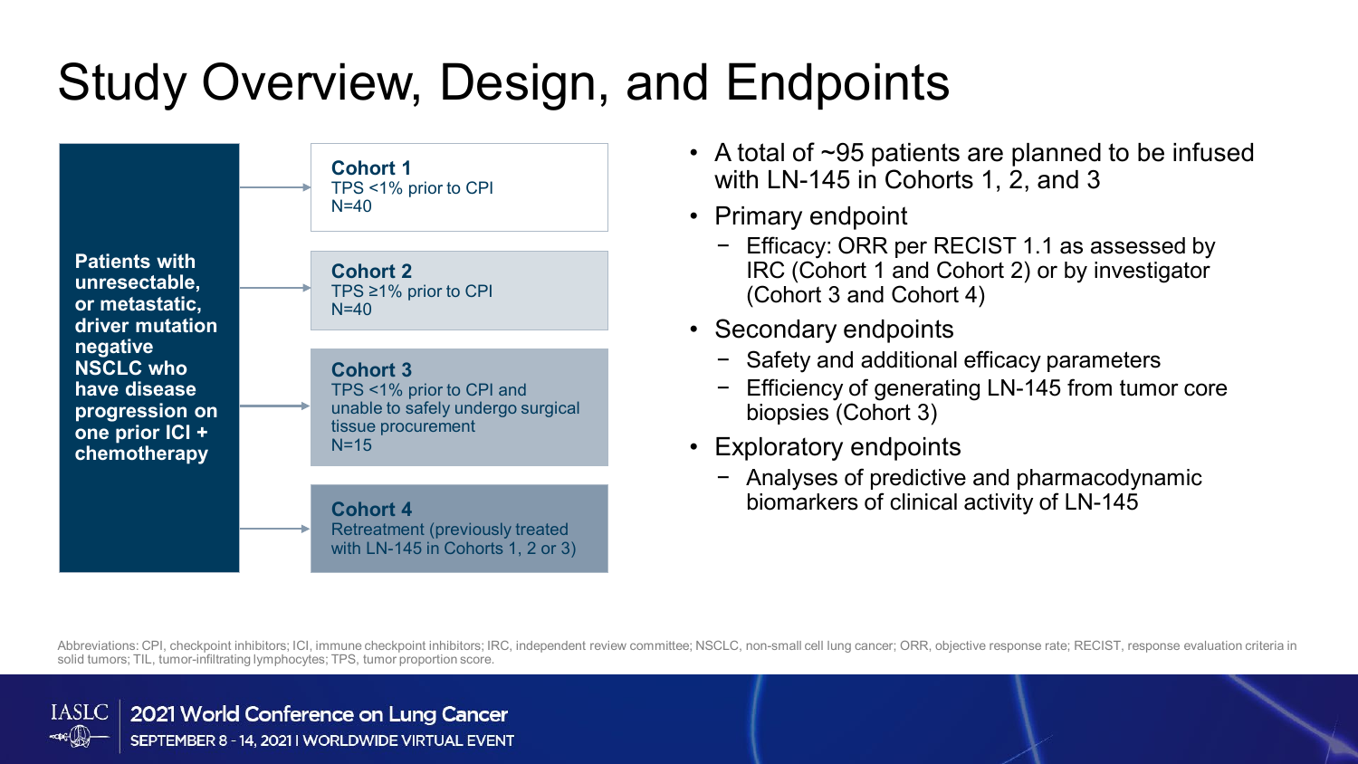# Study Overview, Design, and Endpoints

**Patients with unresectable, or metastatic, driver mutation negative NSCLC who have disease progression on one prior ICI + chemotherapy**

- **Cohort 1**
  TPS <1% prior to CPI
  N=40
- **Cohort 2**
  TPS ≥1% prior to CPI
  N=40
- **Cohort 3**
  TPS <1% prior to CPI and unable to safely undergo surgical tissue procurement
  N=15
- **Cohort 4**
  Retreatment (previously treated with LN-145 in Cohorts 1, 2 or 3)

- A total of ~95 patients are planned to be infused with LN-145 in Cohorts 1, 2, and 3
- Primary endpoint
  - Efficacy: ORR per RECIST 1.1 as assessed by IRC (Cohort 1 and Cohort 2) or by investigator (Cohort 3 and Cohort 4)
- Secondary endpoints
  - Safety and additional efficacy parameters
  - Efficiency of generating LN-145 from tumor core biopsies (Cohort 3)
- Exploratory endpoints
  - Analyses of predictive and pharmacodynamic biomarkers of clinical activity of LN-145

Abbreviations: CPI, checkpoint inhibitors; ICI, immune checkpoint inhibitors; IRC, independent review committee; NSCLC, non-small cell lung cancer; ORR, objective response rate; RECIST, response evaluation criteria in solid tumors; TIL, tumor-infiltrating lymphocytes; TPS, tumor proportion score.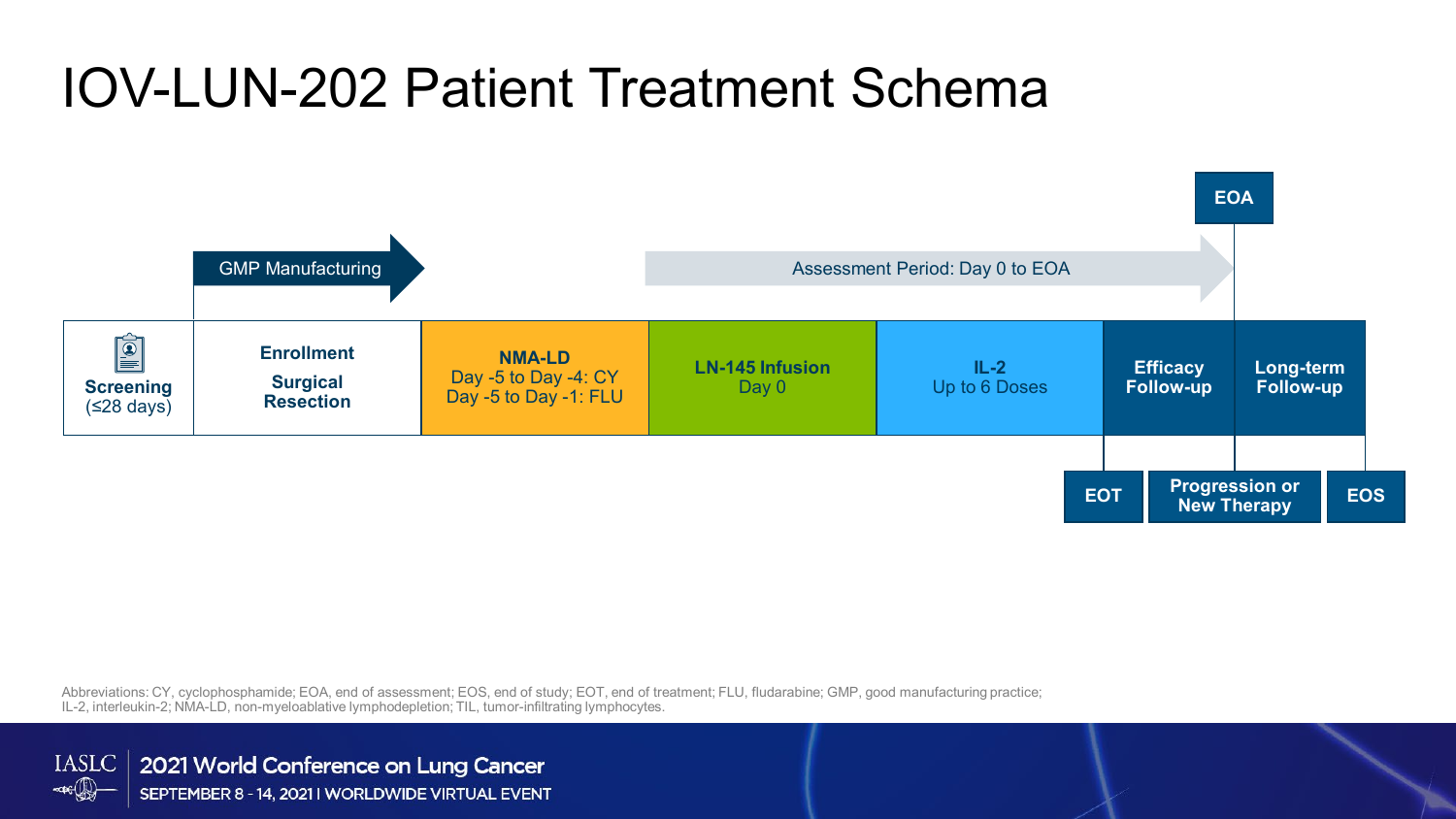# IOV-LUN-202 Patient Treatment Schema

GMP Manufacturing

Assessment Period: Day 0 to EOA

EOA

| Screening (≤28 days) | Enrollment Surgical Resection | NMA-LD Day -5 to Day -4: CY Day -5 to Day -1: FLU | LN-145 Infusion Day 0 | IL-2 Up to 6 Doses | Efficacy Follow-up | Long-term Follow-up |
|---|---|---|---|---|---|---|

EOT

Progression or New Therapy

EOS

Abbreviations: CY, cyclophosphamide; EOA, end of assessment; EOS, end of study; EOT, end of treatment; FLU, fludarabine; GMP, good manufacturing practice; IL-2, interleukin-2; NMA-LD, non-myeloablative lymphodepletion; TIL, tumor-infiltrating lymphocytes.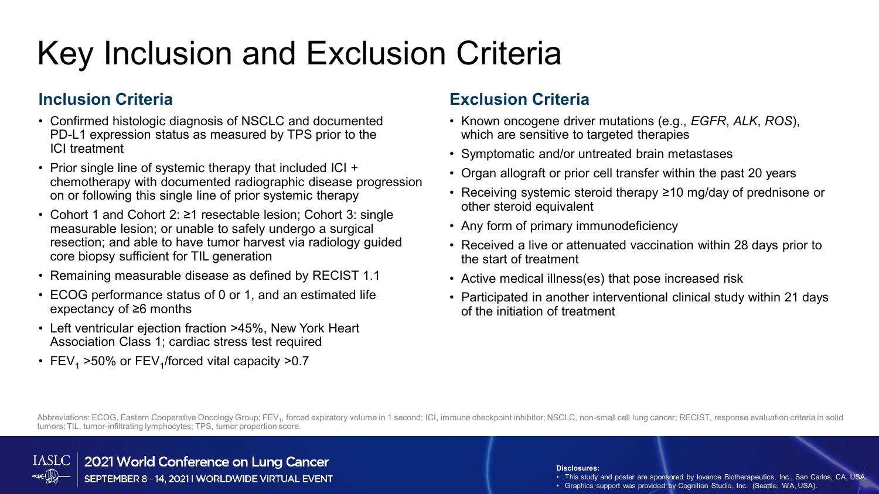# Key Inclusion and Exclusion Criteria

## Inclusion Criteria

- Confirmed histologic diagnosis of NSCLC and documented PD-L1 expression status as measured by TPS prior to the ICI treatment
- Prior single line of systemic therapy that included ICI + chemotherapy with documented radiographic disease progression on or following this single line of prior systemic therapy
- Cohort 1 and Cohort 2: ≥1 resectable lesion; Cohort 3: single measurable lesion; or unable to safely undergo a surgical resection; and able to have tumor harvest via radiology guided core biopsy sufficient for TIL generation
- Remaining measurable disease as defined by RECIST 1.1
- ECOG performance status of 0 or 1, and an estimated life expectancy of ≥6 months
- Left ventricular ejection fraction >45%, New York Heart Association Class 1; cardiac stress test required
- $FEV_1$ >50% or $FEV_1$/forced vital capacity >0.7

## Exclusion Criteria

- Known oncogene driver mutations (e.g., *EGFR*, *ALK*, *ROS*), which are sensitive to targeted therapies
- Symptomatic and/or untreated brain metastases
- Organ allograft or prior cell transfer within the past 20 years
- Receiving systemic steroid therapy ≥10 mg/day of prednisone or other steroid equivalent
- Any form of primary immunodeficiency
- Received a live or attenuated vaccination within 28 days prior to the start of treatment
- Active medical illness(es) that pose increased risk
- Participated in another interventional clinical study within 21 days of the initiation of treatment

Abbreviations: ECOG, Eastern Cooperative Oncology Group; $FEV_1$, forced expiratory volume in 1 second; ICI, immune checkpoint inhibitor; NSCLC, non-small cell lung cancer; RECIST, response evaluation criteria in solid tumors; TIL, tumor-infiltrating lymphocytes; TPS, tumor proportion score.

**Disclosures:**

- This study and poster are sponsored by Iovance Biotherapeutics, Inc., San Carlos, CA, USA.
- Graphics support was provided by Cognition Studio, Inc. (Seattle, WA, USA).